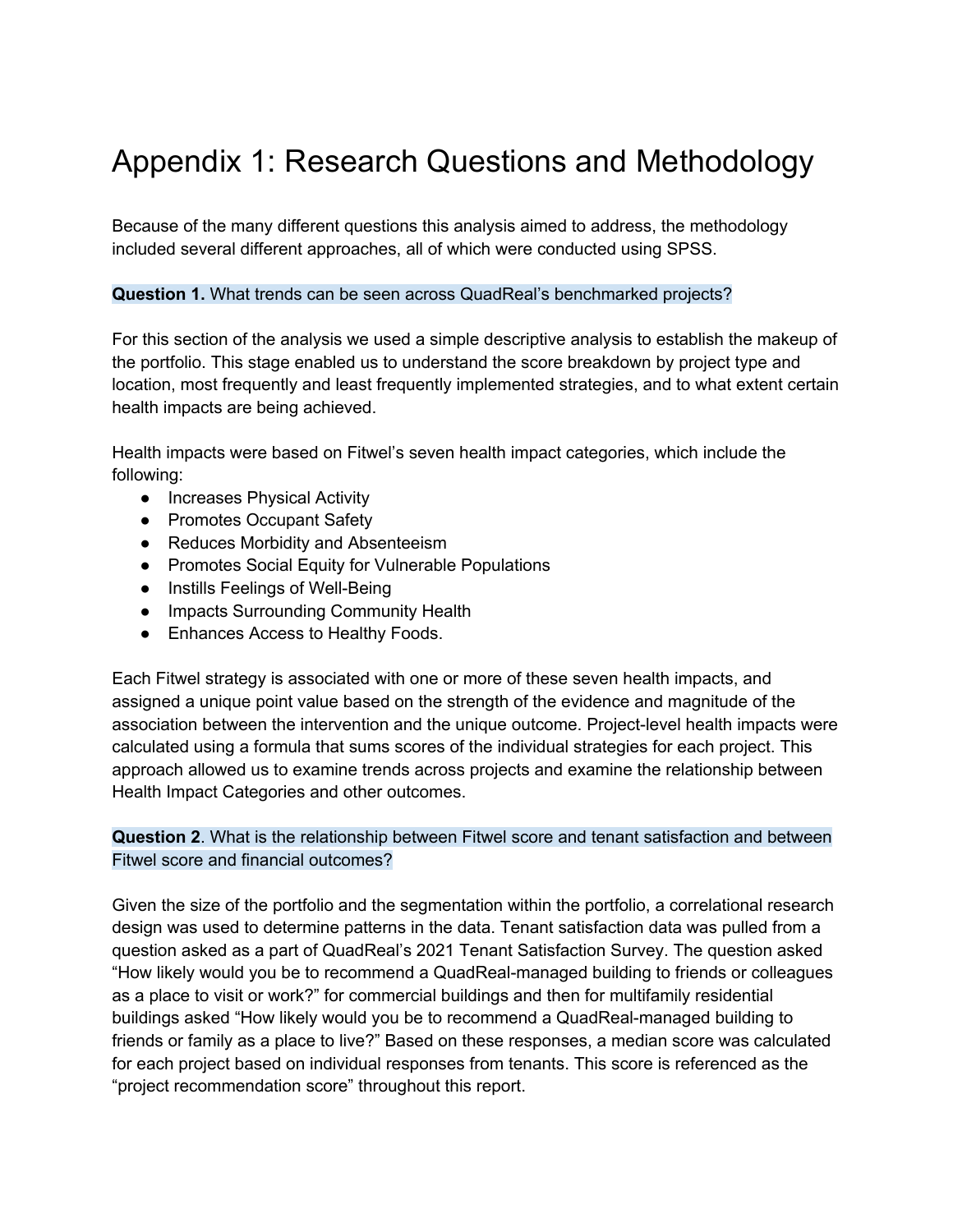# Appendix 1: Research Questions and Methodology

Because of the many different questions this analysis aimed to address, the methodology included several different approaches, all of which were conducted using SPSS.

**Question 1.** What trends can be seen across QuadReal's benchmarked projects?

For this section of the analysis we used a simple descriptive analysis to establish the makeup of the portfolio. This stage enabled us to understand the score breakdown by project type and location, most frequently and least frequently implemented strategies, and to what extent certain health impacts are being achieved.

Health impacts were based on Fitwel's seven health impact categories, which include the following:

- Increases Physical Activity
- Promotes Occupant Safety
- Reduces Morbidity and Absenteeism
- Promotes Social Equity for Vulnerable Populations
- Instills Feelings of Well-Being
- Impacts Surrounding Community Health
- Enhances Access to Healthy Foods.

Each Fitwel strategy is associated with one or more of these seven health impacts, and assigned a unique point value based on the strength of the evidence and magnitude of the association between the intervention and the unique outcome. Project-level health impacts were calculated using a formula that sums scores of the individual strategies for each project. This approach allowed us to examine trends across projects and examine the relationship between Health Impact Categories and other outcomes.

**Question 2**. What is the relationship between Fitwel score and tenant satisfaction and between Fitwel score and financial outcomes?

Given the size of the portfolio and the segmentation within the portfolio, a correlational research design was used to determine patterns in the data. Tenant satisfaction data was pulled from a question asked as a part of QuadReal's 2021 Tenant Satisfaction Survey. The question asked "How likely would you be to recommend a QuadReal-managed building to friends or colleagues as a place to visit or work?" for commercial buildings and then for multifamily residential buildings asked "How likely would you be to recommend a QuadReal-managed building to friends or family as a place to live?" Based on these responses, a median score was calculated for each project based on individual responses from tenants. This score is referenced as the "project recommendation score" throughout this report.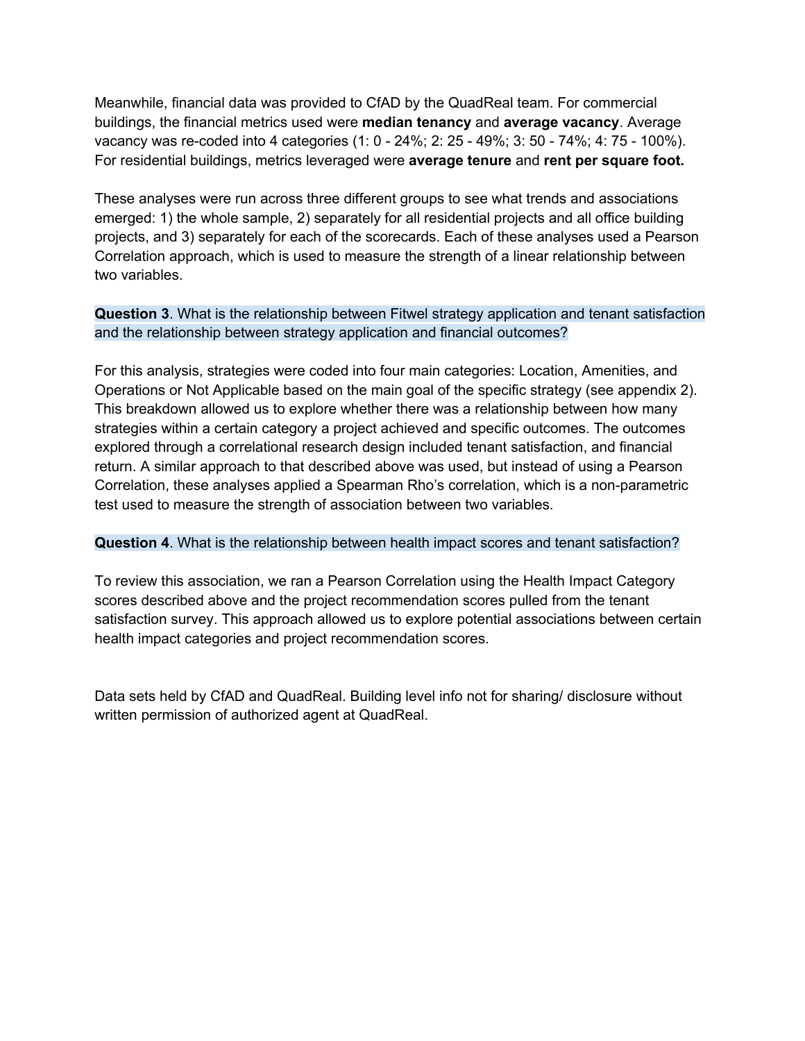Meanwhile, financial data was provided to CfAD by the QuadReal team. For commercial buildings, the financial metrics used were **median tenancy** and **average vacancy**. Average vacancy was re-coded into 4 categories (1: 0 - 24%; 2: 25 - 49%; 3: 50 - 74%; 4: 75 - 100%). For residential buildings, metrics leveraged were **average tenure** and **rent per square foot.**

These analyses were run across three different groups to see what trends and associations emerged: 1) the whole sample, 2) separately for all residential projects and all office building projects, and 3) separately for each of the scorecards. Each of these analyses used a Pearson Correlation approach, which is used to measure the strength of a linear relationship between two variables.

**Question 3**. What is the relationship between Fitwel strategy application and tenant satisfaction and the relationship between strategy application and financial outcomes?

For this analysis, strategies were coded into four main categories: Location, Amenities, and Operations or Not Applicable based on the main goal of the specific strategy (see appendix 2). This breakdown allowed us to explore whether there was a relationship between how many strategies within a certain category a project achieved and specific outcomes. The outcomes explored through a correlational research design included tenant satisfaction, and financial return. A similar approach to that described above was used, but instead of using a Pearson Correlation, these analyses applied a Spearman Rho's correlation, which is a non-parametric test used to measure the strength of association between two variables.

**Question 4**. What is the relationship between health impact scores and tenant satisfaction?

To review this association, we ran a Pearson Correlation using the Health Impact Category scores described above and the project recommendation scores pulled from the tenant satisfaction survey. This approach allowed us to explore potential associations between certain health impact categories and project recommendation scores.

Data sets held by CfAD and QuadReal. Building level info not for sharing/ disclosure without written permission of authorized agent at QuadReal.